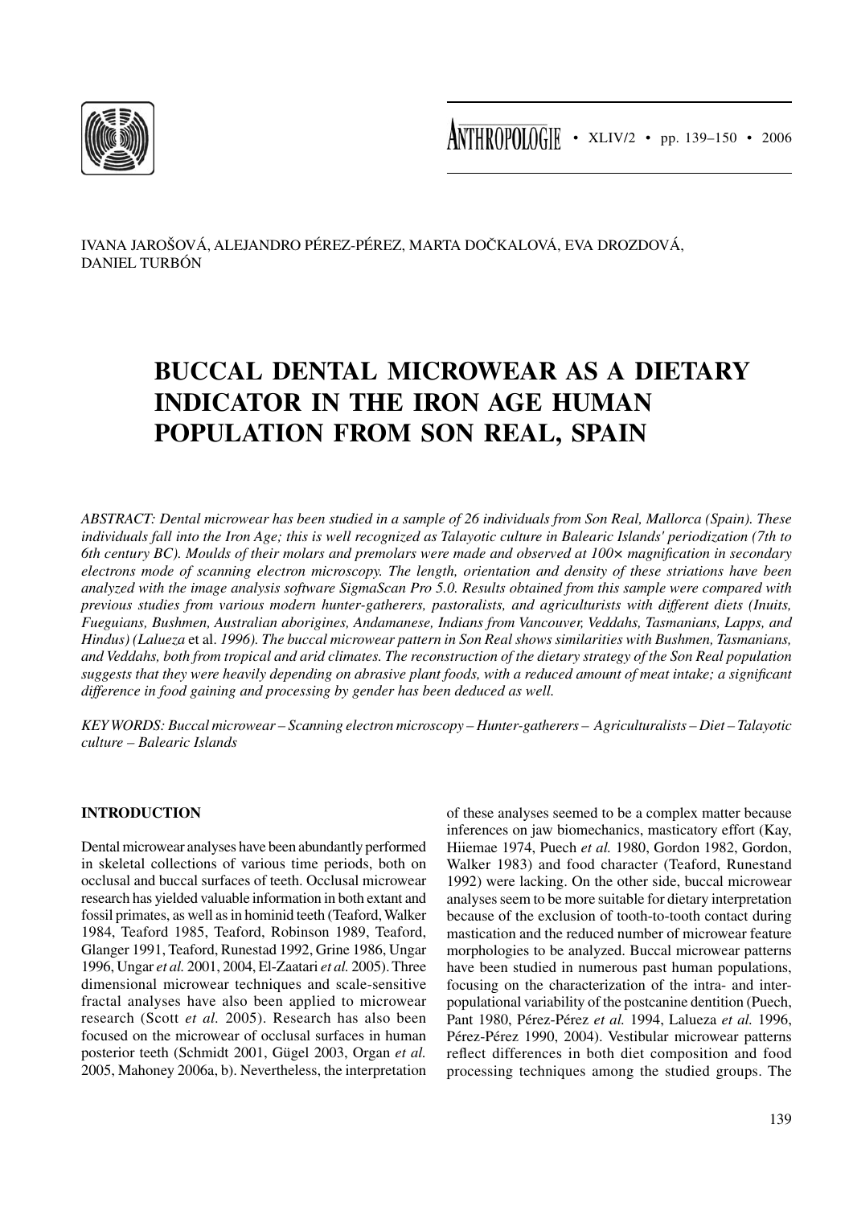IVANA JAROŠOVÁ, ALEJANDRO PÉREZ-PÉREZ, MARTA DOČKALOVÁ, EVA DROZDOVÁ, DANIEL TURBÓN

# BUCCAL DENTAL MICROWEAR AS A DIETARY INDICATOR IN THE IRON AGE HUMAN POPULATION FROM SON REAL, SPAIN

*ABSTRACT: Dental microwear has been studied in a sample of 26 individuals from Son Real, Mallorca (Spain). These individuals fall into the Iron Age; this is well recognized as Talayotic culture in Balearic Islands' periodization (7th to 6th century BC). Moulds of their molars and premolars were made and observed at 100× magnification in secondary electrons mode of scanning electron microscopy. The length, orientation and density of these striations have been analyzed with the image analysis software SigmaScan Pro 5.0. Results obtained from this sample were compared with previous studies from various modern hunter-gatherers, pastoralists, and agriculturists with different diets (Inuits, Fueguians, Bushmen, Australian aborigines, Andamanese, Indians from Vancouver, Veddahs, Tasmanians, Lapps, and Hindus) (Lalueza* et al. *1996). The buccal microwear pattern in Son Real shows similarities with Bushmen, Tasmanians, and Veddahs, both from tropical and arid climates. The reconstruction of the dietary strategy of the Son Real population suggests that they were heavily depending on abrasive plant foods, with a reduced amount of meat intake; a significant difference in food gaining and processing by gender has been deduced as well.*

*KEY WORDS: Buccal microwear – Scanning electron microscopy – Hunter-gatherers – Agriculturalists – Diet – Talayotic culture – Balearic Islands*

## INTRODUCTION

Dental microwear analyses have been abundantly performed in skeletal collections of various time periods, both on occlusal and buccal surfaces of teeth. Occlusal microwear research has yielded valuable information in both extant and fossil primates, as well as in hominid teeth (Teaford, Walker 1984, Teaford 1985, Teaford, Robinson 1989, Teaford, Glanger 1991, Teaford, Runestad 1992, Grine 1986, Ungar 1996, Ungar *et al.* 2001, 2004, El-Zaatari *et al.* 2005). Three dimensional microwear techniques and scale-sensitive fractal analyses have also been applied to microwear research (Scott *et al.* 2005). Research has also been focused on the microwear of occlusal surfaces in human posterior teeth (Schmidt 2001, Gügel 2003, Organ *et al.* 2005, Mahoney 2006a, b). Nevertheless, the interpretation of these analyses seemed to be a complex matter because inferences on jaw biomechanics, masticatory effort (Kay, Hiiemae 1974, Puech *et al.* 1980, Gordon 1982, Gordon, Walker 1983) and food character (Teaford, Runestand 1992) were lacking. On the other side, buccal microwear analyses seem to be more suitable for dietary interpretation because of the exclusion of tooth-to-tooth contact during mastication and the reduced number of microwear feature morphologies to be analyzed. Buccal microwear patterns have been studied in numerous past human populations, focusing on the characterization of the intra- and inter-populational variability of the postcanine dentition (Puech, Pant 1980, Pérez-Pérez *et al.* 1994, Lalueza *et al.* 1996, Pérez-Pérez 1990, 2004). Vestibular microwear patterns reflect differences in both diet composition and food processing techniques among the studied groups. The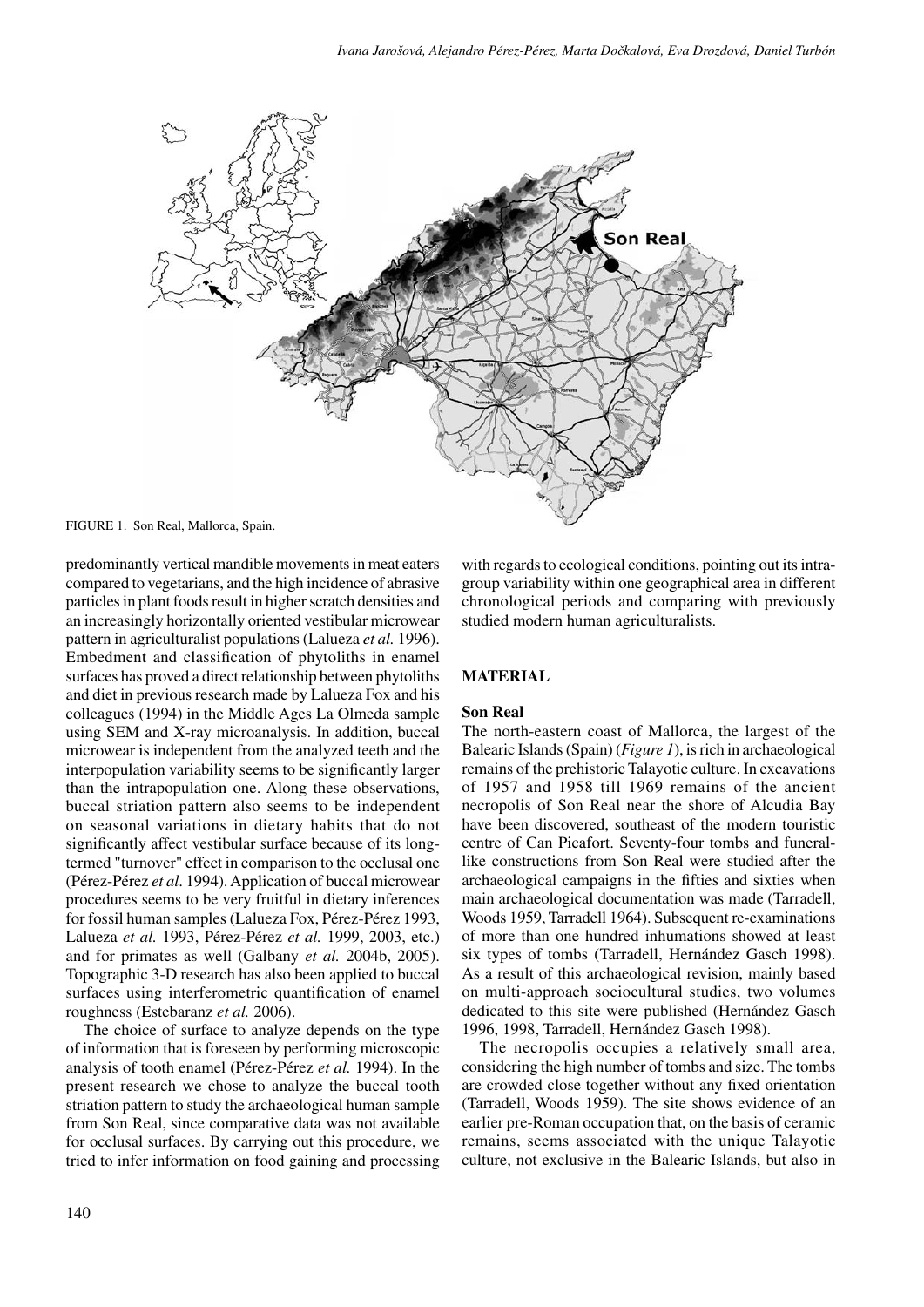FIGURE 1. Son Real, Mallorca, Spain.

predominantly vertical mandible movements in meat eaters compared to vegetarians, and the high incidence of abrasive particles in plant foods result in higher scratch densities and an increasingly horizontally oriented vestibular microwear pattern in agriculturalist populations (Lalueza *et al.* 1996). Embedment and classification of phytoliths in enamel surfaces has proved a direct relationship between phytoliths and diet in previous research made by Lalueza Fox and his colleagues (1994) in the Middle Ages La Olmeda sample using SEM and X-ray microanalysis. In addition, buccal microwear is independent from the analyzed teeth and the interpopulation variability seems to be significantly larger than the intrapopulation one. Along these observations, buccal striation pattern also seems to be independent on seasonal variations in dietary habits that do not significantly affect vestibular surface because of its long-termed "turnover" effect in comparison to the occlusal one (Pérez-Pérez *et al*. 1994). Application of buccal microwear procedures seems to be very fruitful in dietary inferences for fossil human samples (Lalueza Fox, Pérez-Pérez 1993, Lalueza *et al.* 1993, Pérez-Pérez *et al.* 1999, 2003, etc.) and for primates as well (Galbany *et al.* 2004b, 2005). Topographic 3-D research has also been applied to buccal surfaces using interferometric quantification of enamel roughness (Estebaranz *et al.* 2006).

The choice of surface to analyze depends on the type of information that is foreseen by performing microscopic analysis of tooth enamel (Pérez-Pérez *et al.* 1994). In the present research we chose to analyze the buccal tooth striation pattern to study the archaeological human sample from Son Real, since comparative data was not available for occlusal surfaces. By carrying out this procedure, we tried to infer information on food gaining and processing with regards to ecological conditions, pointing out its intra-group variability within one geographical area in different chronological periods and comparing with previously studied modern human agriculturalists.

## MATERIAL

### Son Real

The north-eastern coast of Mallorca, the largest of the Balearic Islands (Spain) (*Figure 1*), is rich in archaeological remains of the prehistoric Talayotic culture. In excavations of 1957 and 1958 till 1969 remains of the ancient necropolis of Son Real near the shore of Alcudia Bay have been discovered, southeast of the modern touristic centre of Can Picafort. Seventy-four tombs and funeral-like constructions from Son Real were studied after the archaeological campaigns in the fifties and sixties when main archaeological documentation was made (Tarradell, Woods 1959, Tarradell 1964). Subsequent re-examinations of more than one hundred inhumations showed at least six types of tombs (Tarradell, Hernández Gasch 1998). As a result of this archaeological revision, mainly based on multi-approach sociocultural studies, two volumes dedicated to this site were published (Hernández Gasch 1996, 1998, Tarradell, Hernández Gasch 1998).

The necropolis occupies a relatively small area, considering the high number of tombs and size. The tombs are crowded close together without any fixed orientation (Tarradell, Woods 1959). The site shows evidence of an earlier pre-Roman occupation that, on the basis of ceramic remains, seems associated with the unique Talayotic culture, not exclusive in the Balearic Islands, but also in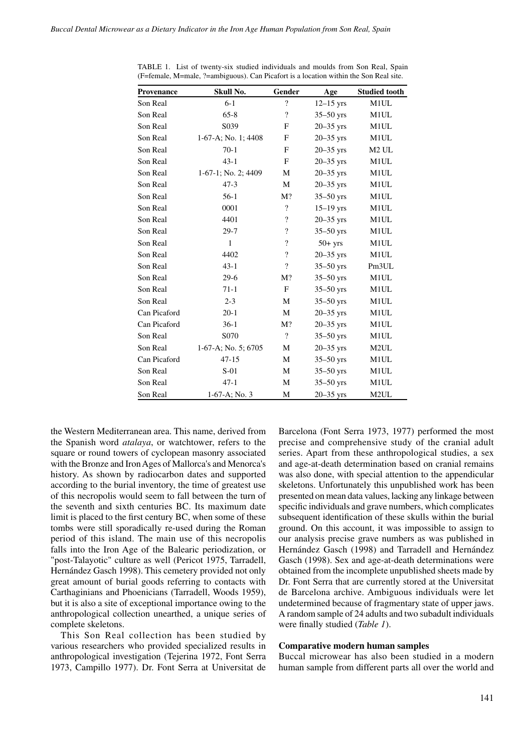TABLE 1. List of twenty-six studied individuals and moulds from Son Real, Spain (F=female, M=male, ?=ambiguous). Can Picafort is a location within the Son Real site.

| Provenance | Skull No. | Gender | Age | Studied tooth |
|---|---|---|---|---|
| Son Real | 6-1 | ? | 12–15 yrs | M1UL |
| Son Real | 65-8 | ? | 35–50 yrs | M1UL |
| Son Real | S039 | F | 20–35 yrs | M1UL |
| Son Real | 1-67-A; No. 1; 4408 | F | 20–35 yrs | M1UL |
| Son Real | 70-1 | F | 20–35 yrs | M2 UL |
| Son Real | 43-1 | F | 20–35 yrs | M1UL |
| Son Real | 1-67-1; No. 2; 4409 | M | 20–35 yrs | M1UL |
| Son Real | 47-3 | M | 20–35 yrs | M1UL |
| Son Real | 56-1 | M? | 35–50 yrs | M1UL |
| Son Real | 0001 | ? | 15–19 yrs | M1UL |
| Son Real | 4401 | ? | 20–35 yrs | M1UL |
| Son Real | 29-7 | ? | 35–50 yrs | M1UL |
| Son Real | 1 | ? | 50+ yrs | M1UL |
| Son Real | 4402 | ? | 20–35 yrs | M1UL |
| Son Real | 43-1 | ? | 35–50 yrs | Pm3UL |
| Son Real | 29-6 | M? | 35–50 yrs | M1UL |
| Son Real | 71-1 | F | 35–50 yrs | M1UL |
| Son Real | 2-3 | M | 35–50 yrs | M1UL |
| Can Picaford | 20-1 | M | 20–35 yrs | M1UL |
| Can Picaford | 36-1 | M? | 20–35 yrs | M1UL |
| Son Real | S070 | ? | 35–50 yrs | M1UL |
| Son Real | 1-67-A; No. 5; 6705 | M | 20–35 yrs | M2UL |
| Can Picaford | 47-15 | M | 35–50 yrs | M1UL |
| Son Real | S-01 | M | 35–50 yrs | M1UL |
| Son Real | 47-1 | M | 35–50 yrs | M1UL |
| Son Real | 1-67-A; No. 3 | M | 20–35 yrs | M2UL |

the Western Mediterranean area. This name, derived from the Spanish word *atalaya*, or watchtower, refers to the square or round towers of cyclopean masonry associated with the Bronze and Iron Ages of Mallorca's and Menorca's history. As shown by radiocarbon dates and supported according to the burial inventory, the time of greatest use of this necropolis would seem to fall between the turn of the seventh and sixth centuries BC. Its maximum date limit is placed to the first century BC, when some of these tombs were still sporadically re-used during the Roman period of this island. The main use of this necropolis falls into the Iron Age of the Balearic periodization, or "post-Talayotic" culture as well (Pericot 1975, Tarradell, Hernández Gasch 1998). This cemetery provided not only great amount of burial goods referring to contacts with Carthaginians and Phoenicians (Tarradell, Woods 1959), but it is also a site of exceptional importance owing to the anthropological collection unearthed, a unique series of complete skeletons.

This Son Real collection has been studied by various researchers who provided specialized results in anthropological investigation (Tejerina 1972, Font Serra 1973, Campillo 1977). Dr. Font Serra at Universitat de Barcelona (Font Serra 1973, 1977) performed the most precise and comprehensive study of the cranial adult series. Apart from these anthropological studies, a sex and age-at-death determination based on cranial remains was also done, with special attention to the appendicular skeletons. Unfortunately this unpublished work has been presented on mean data values, lacking any linkage between specific individuals and grave numbers, which complicates subsequent identification of these skulls within the burial ground. On this account, it was impossible to assign to our analysis precise grave numbers as was published in Hernández Gasch (1998) and Tarradell and Hernández Gasch (1998). Sex and age-at-death determinations were obtained from the incomplete unpublished sheets made by Dr. Font Serra that are currently stored at the Universitat de Barcelona archive. Ambiguous individuals were let undetermined because of fragmentary state of upper jaws. A random sample of 24 adults and two subadult individuals were finally studied (*Table 1*).

**Comparative modern human samples**

Buccal microwear has also been studied in a modern human sample from different parts all over the world and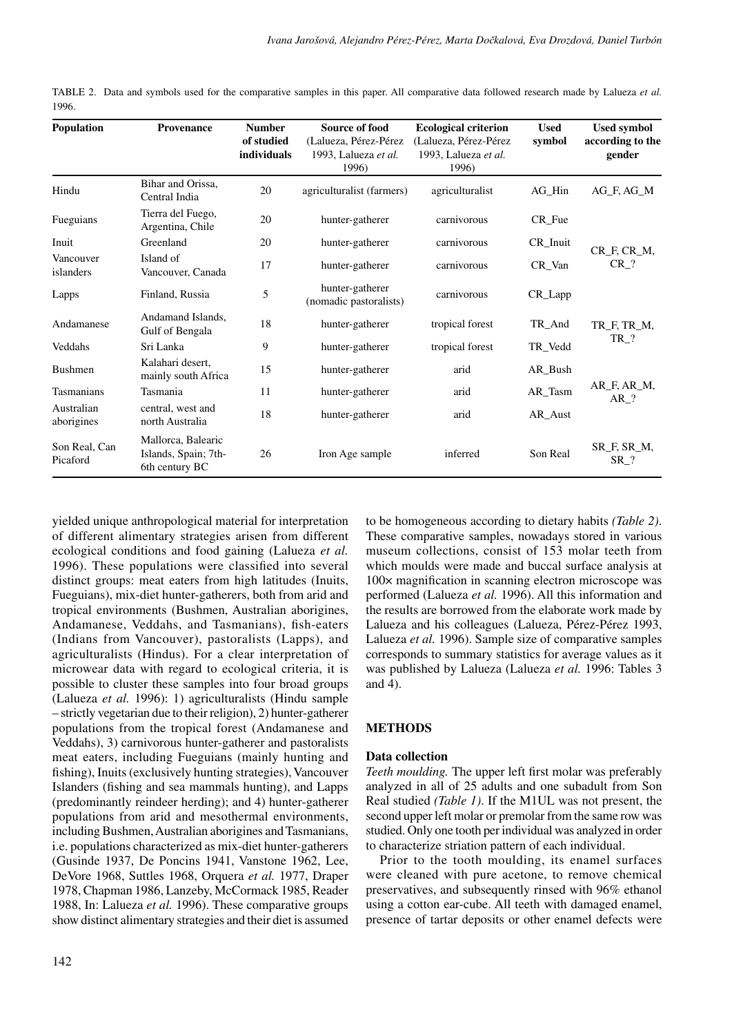TABLE 2. Data and symbols used for the comparative samples in this paper. All comparative data followed research made by Lalueza *et al.* 1996.

| Population | Provenance | Number of studied individuals | Source of food (Lalueza, Pérez-Pérez 1993, Lalueza *et al.* 1996) | Ecological criterion (Lalueza, Pérez-Pérez 1993, Lalueza *et al.* 1996) | Used symbol | Used symbol according to the gender |
|---|---|---|---|---|---|---|
| Hindu | Bihar and Orissa, Central India | 20 | agriculturalist (farmers) | agriculturalist | AG_Hin | AG_F, AG_M |
| Fueguians | Tierra del Fuego, Argentina, Chile | 20 | hunter-gatherer | carnivorous | CR_Fue | CR_F, CR_M, CR_? |
| Inuit | Greenland | 20 | hunter-gatherer | carnivorous | CR_Inuit | |
| Vancouver islanders | Island of Vancouver, Canada | 17 | hunter-gatherer | carnivorous | CR_Van | |
| Lapps | Finland, Russia | 5 | hunter-gatherer (nomadic pastoralists) | carnivorous | CR_Lapp | |
| Andamanese | Andamand Islands, Gulf of Bengala | 18 | hunter-gatherer | tropical forest | TR_And | TR_F, TR_M, TR_? |
| Veddahs | Sri Lanka | 9 | hunter-gatherer | tropical forest | TR_Vedd | |
| Bushmen | Kalahari desert, mainly south Africa | 15 | hunter-gatherer | arid | AR_Bush | AR_F, AR_M, AR_? |
| Tasmanians | Tasmania | 11 | hunter-gatherer | arid | AR_Tasm | |
| Australian aborigines | central, west and north Australia | 18 | hunter-gatherer | arid | AR_Aust | |
| Son Real, Can Picaford | Mallorca, Balearic Islands, Spain; 7th-6th century BC | 26 | Iron Age sample | inferred | Son Real | SR_F, SR_M, SR_? |

yielded unique anthropological material for interpretation of different alimentary strategies arisen from different ecological conditions and food gaining (Lalueza *et al.* 1996). These populations were classified into several distinct groups: meat eaters from high latitudes (Inuits, Fueguians), mix-diet hunter-gatherers, both from arid and tropical environments (Bushmen, Australian aborigines, Andamanese, Veddahs, and Tasmanians), fish-eaters (Indians from Vancouver), pastoralists (Lapps), and agriculturalists (Hindus). For a clear interpretation of microwear data with regard to ecological criteria, it is possible to cluster these samples into four broad groups (Lalueza *et al.* 1996): 1) agriculturalists (Hindu sample – strictly vegetarian due to their religion), 2) hunter-gatherer populations from the tropical forest (Andamanese and Veddahs), 3) carnivorous hunter-gatherer and pastoralists meat eaters, including Fueguians (mainly hunting and fishing), Inuits (exclusively hunting strategies), Vancouver Islanders (fishing and sea mammals hunting), and Lapps (predominantly reindeer herding); and 4) hunter-gatherer populations from arid and mesothermal environments, including Bushmen, Australian aborigines and Tasmanians, i.e. populations characterized as mix-diet hunter-gatherers (Gusinde 1937, De Poncins 1941, Vanstone 1962, Lee, DeVore 1968, Suttles 1968, Orquera *et al.* 1977, Draper 1978, Chapman 1986, Lanzeby, McCormack 1985, Reader 1988, In: Lalueza *et al.* 1996). These comparative groups show distinct alimentary strategies and their diet is assumed to be homogeneous according to dietary habits *(Table 2)*. These comparative samples, nowadays stored in various museum collections, consist of 153 molar teeth from which moulds were made and buccal surface analysis at 100× magnification in scanning electron microscope was performed (Lalueza *et al.* 1996). All this information and the results are borrowed from the elaborate work made by Lalueza and his colleagues (Lalueza, Pérez-Pérez 1993, Lalueza *et al.* 1996). Sample size of comparative samples corresponds to summary statistics for average values as it was published by Lalueza (Lalueza *et al.* 1996: Tables 3 and 4).

## METHODS

### Data collection

*Teeth moulding.* The upper left first molar was preferably analyzed in all of 25 adults and one subadult from Son Real studied *(Table 1)*. If the M1UL was not present, the second upper left molar or premolar from the same row was studied. Only one tooth per individual was analyzed in order to characterize striation pattern of each individual.

Prior to the tooth moulding, its enamel surfaces were cleaned with pure acetone, to remove chemical preservatives, and subsequently rinsed with 96% ethanol using a cotton ear-cube. All teeth with damaged enamel, presence of tartar deposits or other enamel defects were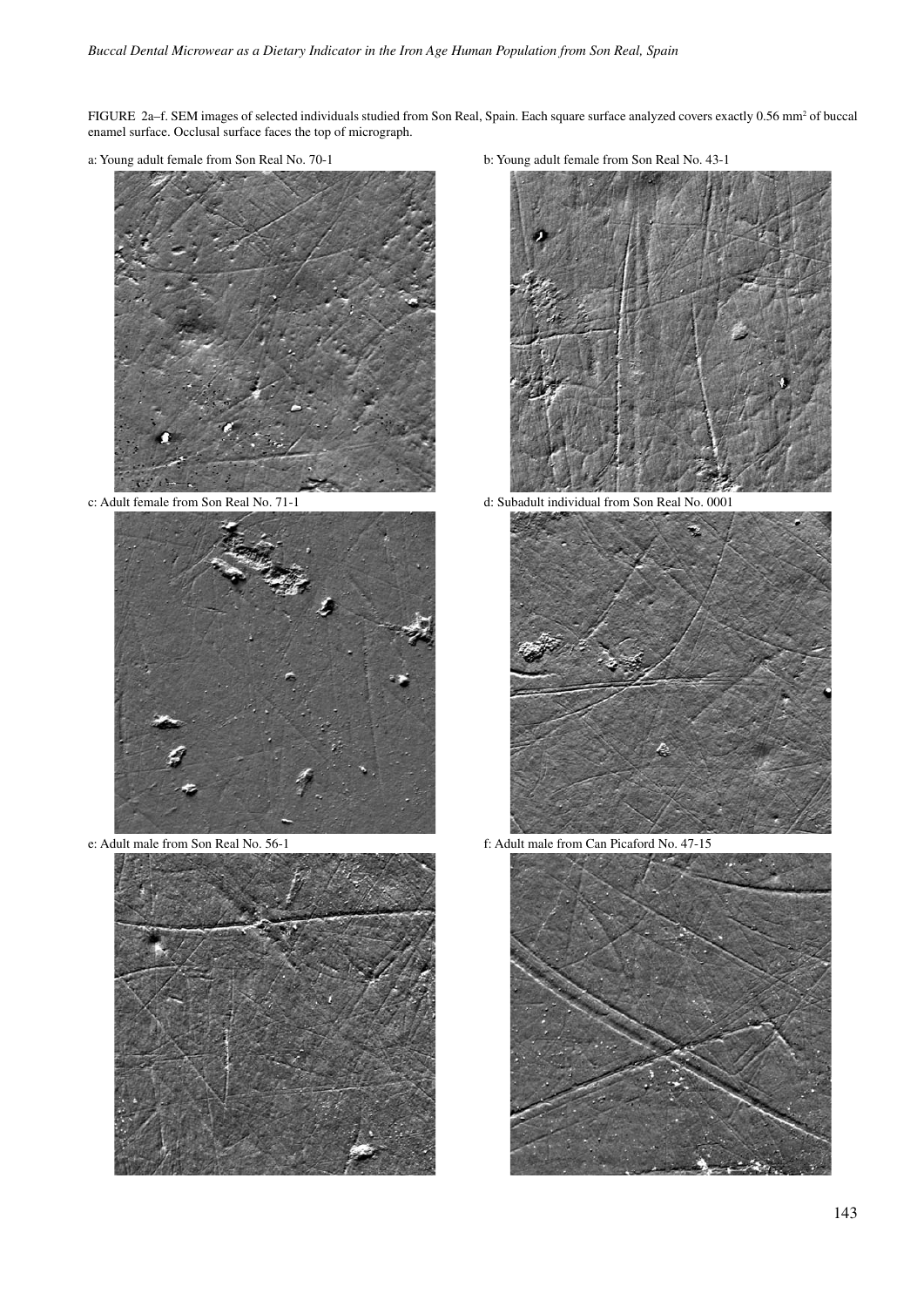FIGURE 2a–f. SEM images of selected individuals studied from Son Real, Spain. Each square surface analyzed covers exactly 0.56 mm$^2$ of buccal enamel surface. Occlusal surface faces the top of micrograph.

a: Young adult female from Son Real No. 70-1

b: Young adult female from Son Real No. 43-1

c: Adult female from Son Real No. 71-1

d: Subadult individual from Son Real No. 0001

e: Adult male from Son Real No. 56-1

f: Adult male from Can Picaford No. 47-15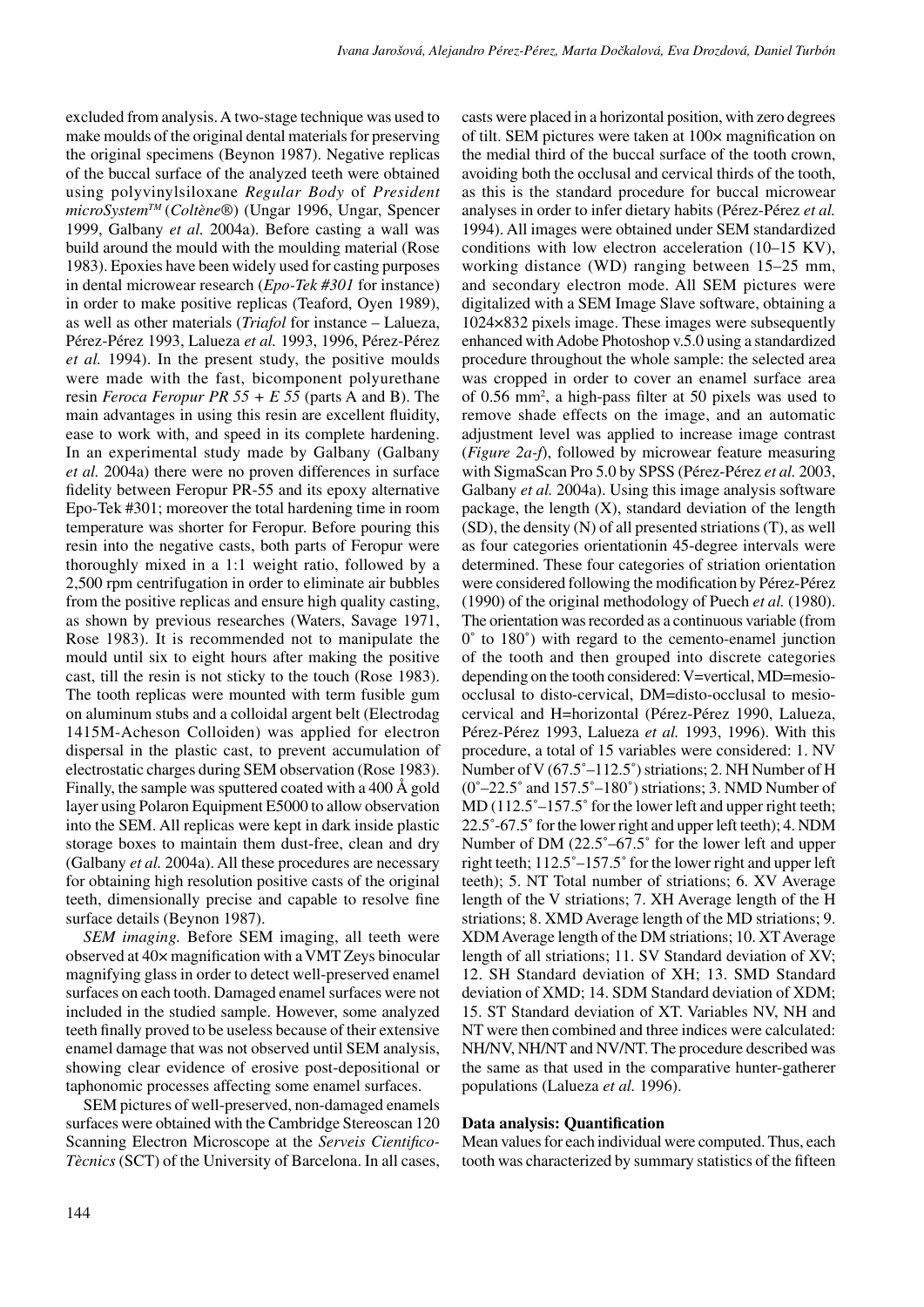excluded from analysis. A two-stage technique was used to make moulds of the original dental materials for preserving the original specimens (Beynon 1987). Negative replicas of the buccal surface of the analyzed teeth were obtained using polyvinylsiloxane *Regular Body* of *President microSystem*™ (*Coltène*®) (Ungar 1996, Ungar, Spencer 1999, Galbany *et al.* 2004a). Before casting a wall was build around the mould with the moulding material (Rose 1983). Epoxies have been widely used for casting purposes in dental microwear research (*Epo-Tek #301* for instance) in order to make positive replicas (Teaford, Oyen 1989), as well as other materials (*Triafol* for instance – Lalueza, Pérez-Pérez 1993, Lalueza *et al.* 1993, 1996, Pérez-Pérez *et al.* 1994). In the present study, the positive moulds were made with the fast, bicomponent polyurethane resin *Feroca Feropur PR 55 + E 55* (parts A and B). The main advantages in using this resin are excellent fluidity, ease to work with, and speed in its complete hardening. In an experimental study made by Galbany (Galbany *et al.* 2004a) there were no proven differences in surface fidelity between Feropur PR-55 and its epoxy alternative Epo-Tek #301; moreover the total hardening time in room temperature was shorter for Feropur. Before pouring this resin into the negative casts, both parts of Feropur were thoroughly mixed in a 1:1 weight ratio, followed by a 2,500 rpm centrifugation in order to eliminate air bubbles from the positive replicas and ensure high quality casting, as shown by previous researches (Waters, Savage 1971, Rose 1983). It is recommended not to manipulate the mould until six to eight hours after making the positive cast, till the resin is not sticky to the touch (Rose 1983). The tooth replicas were mounted with term fusible gum on aluminum stubs and a colloidal argent belt (Electrodag 1415M-Acheson Colloiden) was applied for electron dispersal in the plastic cast, to prevent accumulation of electrostatic charges during SEM observation (Rose 1983). Finally, the sample was sputtered coated with a 400 Å gold layer using Polaron Equipment E5000 to allow observation into the SEM. All replicas were kept in dark inside plastic storage boxes to maintain them dust-free, clean and dry (Galbany *et al.* 2004a). All these procedures are necessary for obtaining high resolution positive casts of the original teeth, dimensionally precise and capable to resolve fine surface details (Beynon 1987).

*SEM imaging.* Before SEM imaging, all teeth were observed at 40× magnification with a VMT Zeys binocular magnifying glass in order to detect well-preserved enamel surfaces on each tooth. Damaged enamel surfaces were not included in the studied sample. However, some analyzed teeth finally proved to be useless because of their extensive enamel damage that was not observed until SEM analysis, showing clear evidence of erosive post-depositional or taphonomic processes affecting some enamel surfaces.

SEM pictures of well-preserved, non-damaged enamels surfaces were obtained with the Cambridge Stereoscan 120 Scanning Electron Microscope at the *Serveis Cientifico-Tècnics* (SCT) of the University of Barcelona. In all cases, casts were placed in a horizontal position, with zero degrees of tilt. SEM pictures were taken at 100× magnification on the medial third of the buccal surface of the tooth crown, avoiding both the occlusal and cervical thirds of the tooth, as this is the standard procedure for buccal microwear analyses in order to infer dietary habits (Pérez-Pérez *et al.* 1994). All images were obtained under SEM standardized conditions with low electron acceleration (10–15 KV), working distance (WD) ranging between 15–25 mm, and secondary electron mode. All SEM pictures were digitalized with a SEM Image Slave software, obtaining a 1024×832 pixels image. These images were subsequently enhanced with Adobe Photoshop v.5.0 using a standardized procedure throughout the whole sample: the selected area was cropped in order to cover an enamel surface area of 0.56 mm², a high-pass filter at 50 pixels was used to remove shade effects on the image, and an automatic adjustment level was applied to increase image contrast (*Figure 2a-f*), followed by microwear feature measuring with SigmaScan Pro 5.0 by SPSS (Pérez-Pérez *et al.* 2003, Galbany *et al.* 2004a). Using this image analysis software package, the length (X), standard deviation of the length (SD), the density (N) of all presented striations (T), as well as four categories orientationin 45-degree intervals were determined. These four categories of striation orientation were considered following the modification by Pérez-Pérez (1990) of the original methodology of Puech *et al.* (1980). The orientation was recorded as a continuous variable (from 0˚ to 180˚) with regard to the cemento-enamel junction of the tooth and then grouped into discrete categories depending on the tooth considered: V=vertical, MD=mesio-occlusal to disto-cervical, DM=disto-occlusal to mesio-cervical and H=horizontal (Pérez-Pérez 1990, Lalueza, Pérez-Pérez 1993, Lalueza *et al.* 1993, 1996). With this procedure, a total of 15 variables were considered: 1. NV Number of V (67.5˚–112.5˚) striations; 2. NH Number of H (0˚–22.5˚ and 157.5˚–180˚) striations; 3. NMD Number of MD (112.5˚–157.5˚ for the lower left and upper right teeth; 22.5˚-67.5˚ for the lower right and upper left teeth); 4. NDM Number of DM (22.5˚–67.5˚ for the lower left and upper right teeth; 112.5˚–157.5˚ for the lower right and upper left teeth); 5. NT Total number of striations; 6. XV Average length of the V striations; 7. XH Average length of the H striations; 8. XMD Average length of the MD striations; 9. XDM Average length of the DM striations; 10. XT Average length of all striations; 11. SV Standard deviation of XV; 12. SH Standard deviation of XH; 13. SMD Standard deviation of XMD; 14. SDM Standard deviation of XDM; 15. ST Standard deviation of XT. Variables NV, NH and NT were then combined and three indices were calculated: NH/NV, NH/NT and NV/NT. The procedure described was the same as that used in the comparative hunter-gatherer populations (Lalueza *et al.* 1996).

**Data analysis: Quantification**

Mean values for each individual were computed. Thus, each tooth was characterized by summary statistics of the fifteen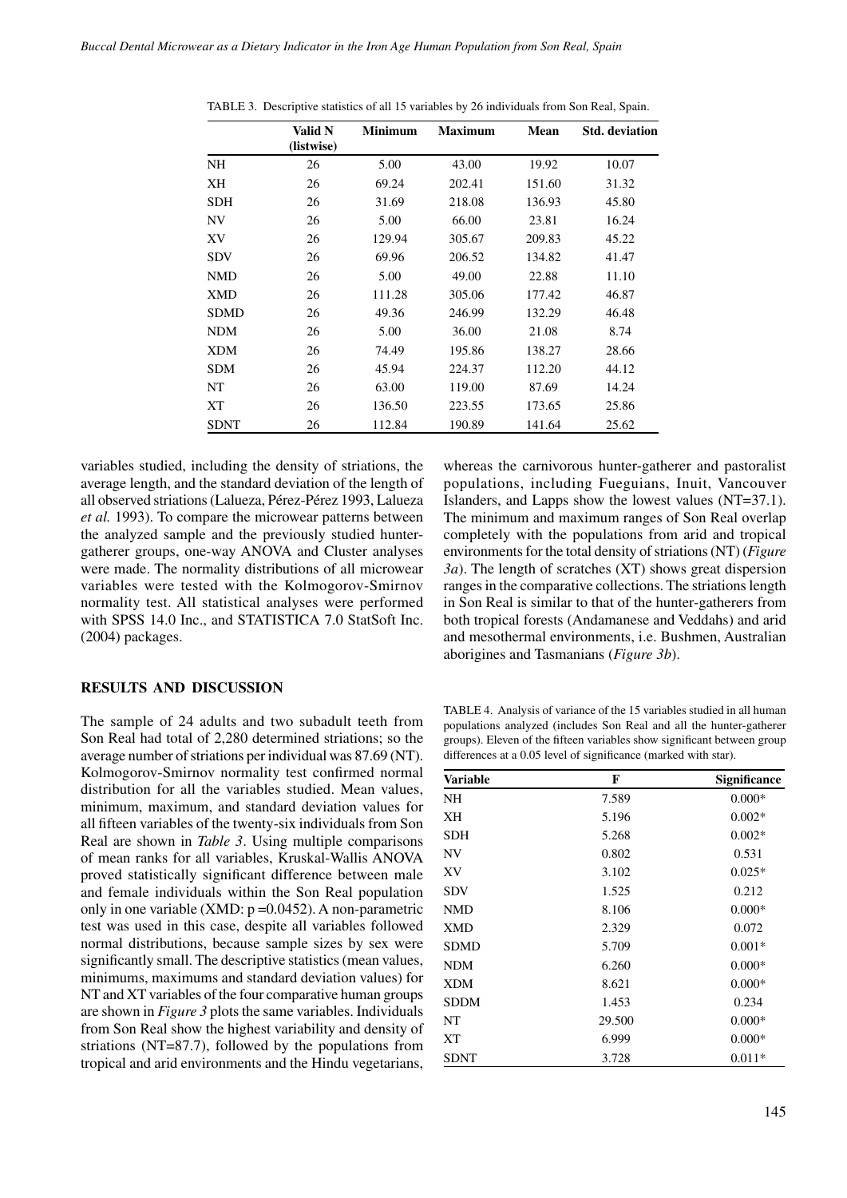TABLE 3. Descriptive statistics of all 15 variables by 26 individuals from Son Real, Spain.

| | Valid N (listwise) | Minimum | Maximum | Mean | Std. deviation |
|---|---|---|---|---|---|
| NH | 26 | 5.00 | 43.00 | 19.92 | 10.07 |
| XH | 26 | 69.24 | 202.41 | 151.60 | 31.32 |
| SDH | 26 | 31.69 | 218.08 | 136.93 | 45.80 |
| NV | 26 | 5.00 | 66.00 | 23.81 | 16.24 |
| XV | 26 | 129.94 | 305.67 | 209.83 | 45.22 |
| SDV | 26 | 69.96 | 206.52 | 134.82 | 41.47 |
| NMD | 26 | 5.00 | 49.00 | 22.88 | 11.10 |
| XMD | 26 | 111.28 | 305.06 | 177.42 | 46.87 |
| SDMD | 26 | 49.36 | 246.99 | 132.29 | 46.48 |
| NDM | 26 | 5.00 | 36.00 | 21.08 | 8.74 |
| XDM | 26 | 74.49 | 195.86 | 138.27 | 28.66 |
| SDM | 26 | 45.94 | 224.37 | 112.20 | 44.12 |
| NT | 26 | 63.00 | 119.00 | 87.69 | 14.24 |
| XT | 26 | 136.50 | 223.55 | 173.65 | 25.86 |
| SDNT | 26 | 112.84 | 190.89 | 141.64 | 25.62 |

variables studied, including the density of striations, the average length, and the standard deviation of the length of all observed striations (Lalueza, Pérez-Pérez 1993, Lalueza *et al.* 1993). To compare the microwear patterns between the analyzed sample and the previously studied hunter-gatherer groups, one-way ANOVA and Cluster analyses were made. The normality distributions of all microwear variables were tested with the Kolmogorov-Smirnov normality test. All statistical analyses were performed with SPSS 14.0 Inc., and STATISTICA 7.0 StatSoft Inc. (2004) packages.

## RESULTS AND DISCUSSION

The sample of 24 adults and two subadult teeth from Son Real had total of 2,280 determined striations; so the average number of striations per individual was 87.69 (NT). Kolmogorov-Smirnov normality test confirmed normal distribution for all the variables studied. Mean values, minimum, maximum, and standard deviation values for all fifteen variables of the twenty-six individuals from Son Real are shown in *Table 3*. Using multiple comparisons of mean ranks for all variables, Kruskal-Wallis ANOVA proved statistically significant difference between male and female individuals within the Son Real population only in one variable (XMD: $p = 0.0452$). A non-parametric test was used in this case, despite all variables followed normal distributions, because sample sizes by sex were significantly small. The descriptive statistics (mean values, minimums, maximums and standard deviation values) for NT and XT variables of the four comparative human groups are shown in *Figure 3* plots the same variables. Individuals from Son Real show the highest variability and density of striations (NT=87.7), followed by the populations from tropical and arid environments and the Hindu vegetarians, whereas the carnivorous hunter-gatherer and pastoralist populations, including Fueguians, Inuit, Vancouver Islanders, and Lapps show the lowest values (NT=37.1). The minimum and maximum ranges of Son Real overlap completely with the populations from arid and tropical environments for the total density of striations (NT) (*Figure 3a*). The length of scratches (XT) shows great dispersion ranges in the comparative collections. The striations length in Son Real is similar to that of the hunter-gatherers from both tropical forests (Andamanese and Veddahs) and arid and mesothermal environments, i.e. Bushmen, Australian aborigines and Tasmanians (*Figure 3b*).

TABLE 4. Analysis of variance of the 15 variables studied in all human populations analyzed (includes Son Real and all the hunter-gatherer groups). Eleven of the fifteen variables show significant between group differences at a 0.05 level of significance (marked with star).

| Variable | F | Significance |
|---|---|---|
| NH | 7.589 | 0.000* |
| XH | 5.196 | 0.002* |
| SDH | 5.268 | 0.002* |
| NV | 0.802 | 0.531 |
| XV | 3.102 | 0.025* |
| SDV | 1.525 | 0.212 |
| NMD | 8.106 | 0.000* |
| XMD | 2.329 | 0.072 |
| SDMD | 5.709 | 0.001* |
| NDM | 6.260 | 0.000* |
| XDM | 8.621 | 0.000* |
| SDDM | 1.453 | 0.234 |
| NT | 29.500 | 0.000* |
| XT | 6.999 | 0.000* |
| SDNT | 3.728 | 0.011* |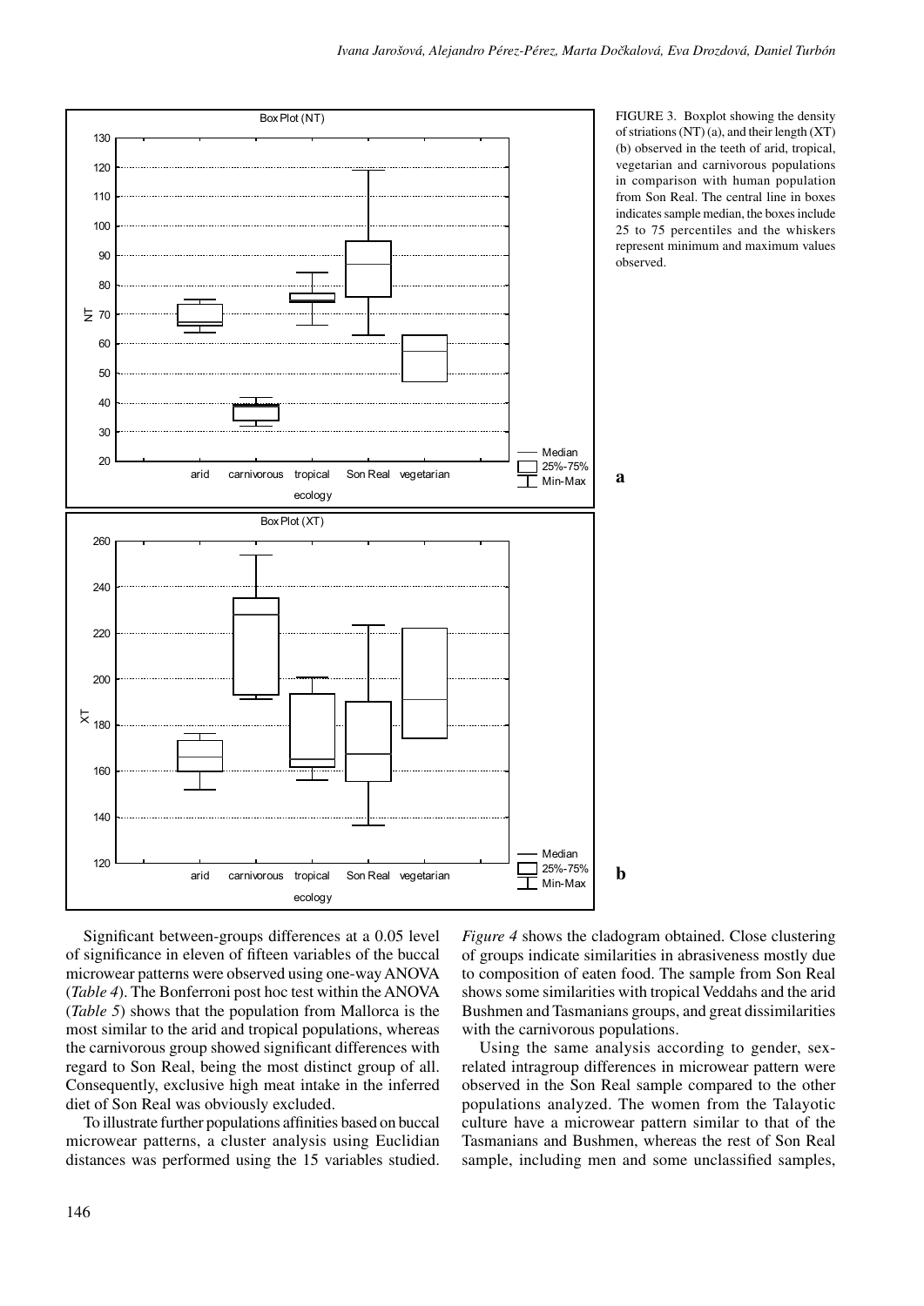FIGURE 3. Boxplot showing the density of striations (NT) (a), and their length (XT) (b) observed in the teeth of arid, tropical, vegetarian and carnivorous populations in comparison with human population from Son Real. The central line in boxes indicates sample median, the boxes include 25 to 75 percentiles and the whiskers represent minimum and maximum values observed.

Significant between-groups differences at a 0.05 level of significance in eleven of fifteen variables of the buccal microwear patterns were observed using one-way ANOVA (*Table 4*). The Bonferroni post hoc test within the ANOVA (*Table 5*) shows that the population from Mallorca is the most similar to the arid and tropical populations, whereas the carnivorous group showed significant differences with regard to Son Real, being the most distinct group of all. Consequently, exclusive high meat intake in the inferred diet of Son Real was obviously excluded.

To illustrate further populations affinities based on buccal microwear patterns, a cluster analysis using Euclidian distances was performed using the 15 variables studied. *Figure 4* shows the cladogram obtained. Close clustering of groups indicate similarities in abrasiveness mostly due to composition of eaten food. The sample from Son Real shows some similarities with tropical Veddahs and the arid Bushmen and Tasmanians groups, and great dissimilarities with the carnivorous populations.

Using the same analysis according to gender, sex-related intragroup differences in microwear pattern were observed in the Son Real sample compared to the other populations analyzed. The women from the Talayotic culture have a microwear pattern similar to that of the Tasmanians and Bushmen, whereas the rest of Son Real sample, including men and some unclassified samples,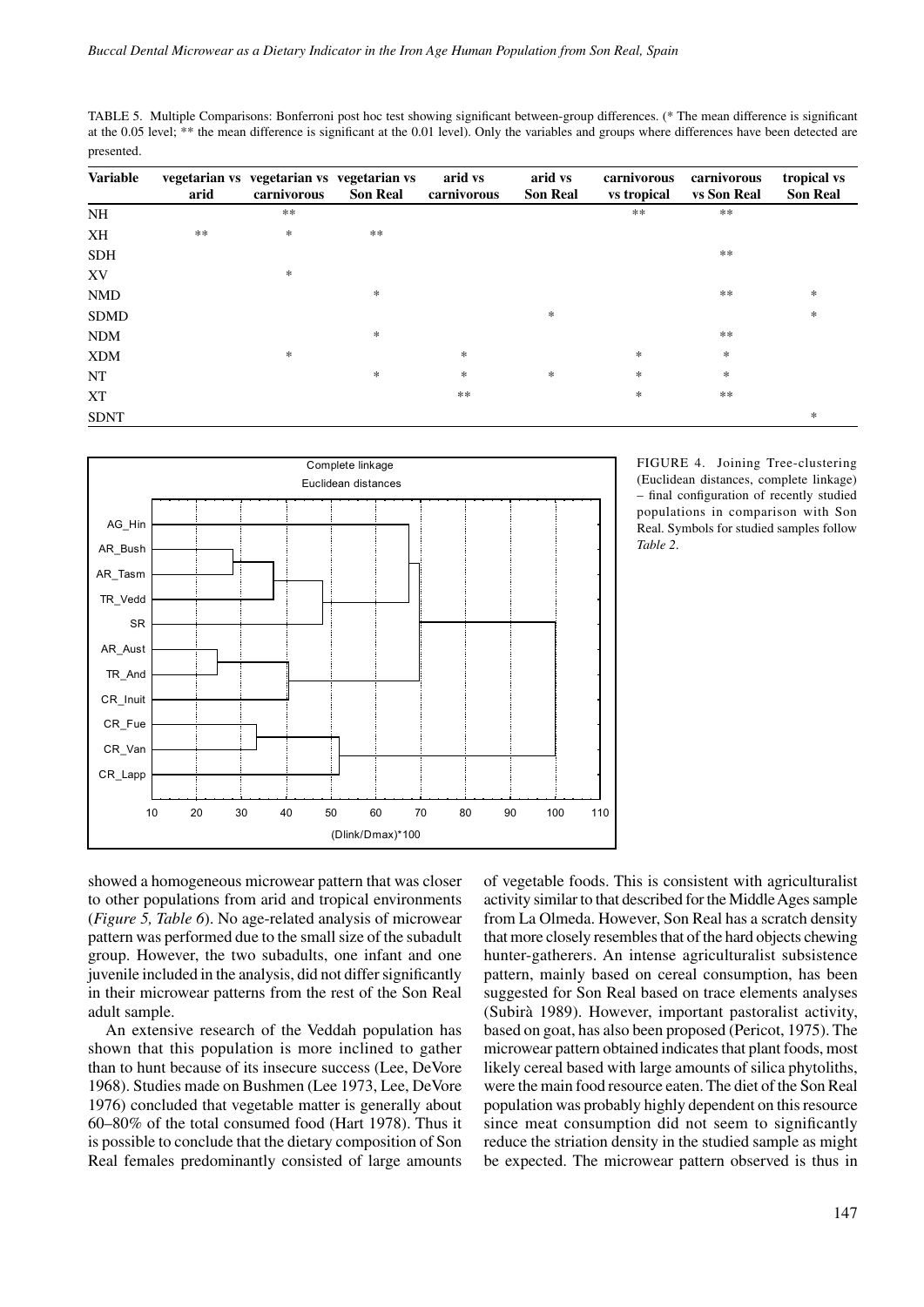TABLE 5. Multiple Comparisons: Bonferroni post hoc test showing significant between-group differences. (* The mean difference is significant at the 0.05 level; ** the mean difference is significant at the 0.01 level). Only the variables and groups where differences have been detected are presented.

| Variable | vegetarian vs arid | vegetarian vs carnivorous | vegetarian vs Son Real | arid vs carnivorous | arid vs Son Real | carnivorous vs tropical | carnivorous vs Son Real | tropical vs Son Real |
|---|---|---|---|---|---|---|---|---|
| NH | | ** | | | | ** | ** | |
| XH | ** | * | ** | | | | | |
| SDH | | | | | | | ** | |
| XV | | * | | | | | | |
| NMD | | | * | | | | ** | * |
| SDMD | | | | | * | | | * |
| NDM | | | * | | | | ** | |
| XDM | | * | | * | | * | * | |
| NT | | | * | * | * | * | * | |
| XT | | | | ** | | * | ** | |
| SDNT | | | | | | | | * |

FIGURE 4. Joining Tree-clustering (Euclidean distances, complete linkage) – final configuration of recently studied populations in comparison with Son Real. Symbols for studied samples follow *Table 2*.

showed a homogeneous microwear pattern that was closer to other populations from arid and tropical environments (*Figure 5, Table 6*). No age-related analysis of microwear pattern was performed due to the small size of the subadult group. However, the two subadults, one infant and one juvenile included in the analysis, did not differ significantly in their microwear patterns from the rest of the Son Real adult sample.

An extensive research of the Veddah population has shown that this population is more inclined to gather than to hunt because of its insecure success (Lee, DeVore 1968). Studies made on Bushmen (Lee 1973, Lee, DeVore 1976) concluded that vegetable matter is generally about 60–80% of the total consumed food (Hart 1978). Thus it is possible to conclude that the dietary composition of Son Real females predominantly consisted of large amounts of vegetable foods. This is consistent with agriculturalist activity similar to that described for the Middle Ages sample from La Olmeda. However, Son Real has a scratch density that more closely resembles that of the hard objects chewing hunter-gatherers. An intense agriculturalist subsistence pattern, mainly based on cereal consumption, has been suggested for Son Real based on trace elements analyses (Subirà 1989). However, important pastoralist activity, based on goat, has also been proposed (Pericot, 1975). The microwear pattern obtained indicates that plant foods, most likely cereal based with large amounts of silica phytoliths, were the main food resource eaten. The diet of the Son Real population was probably highly dependent on this resource since meat consumption did not seem to significantly reduce the striation density in the studied sample as might be expected. The microwear pattern observed is thus in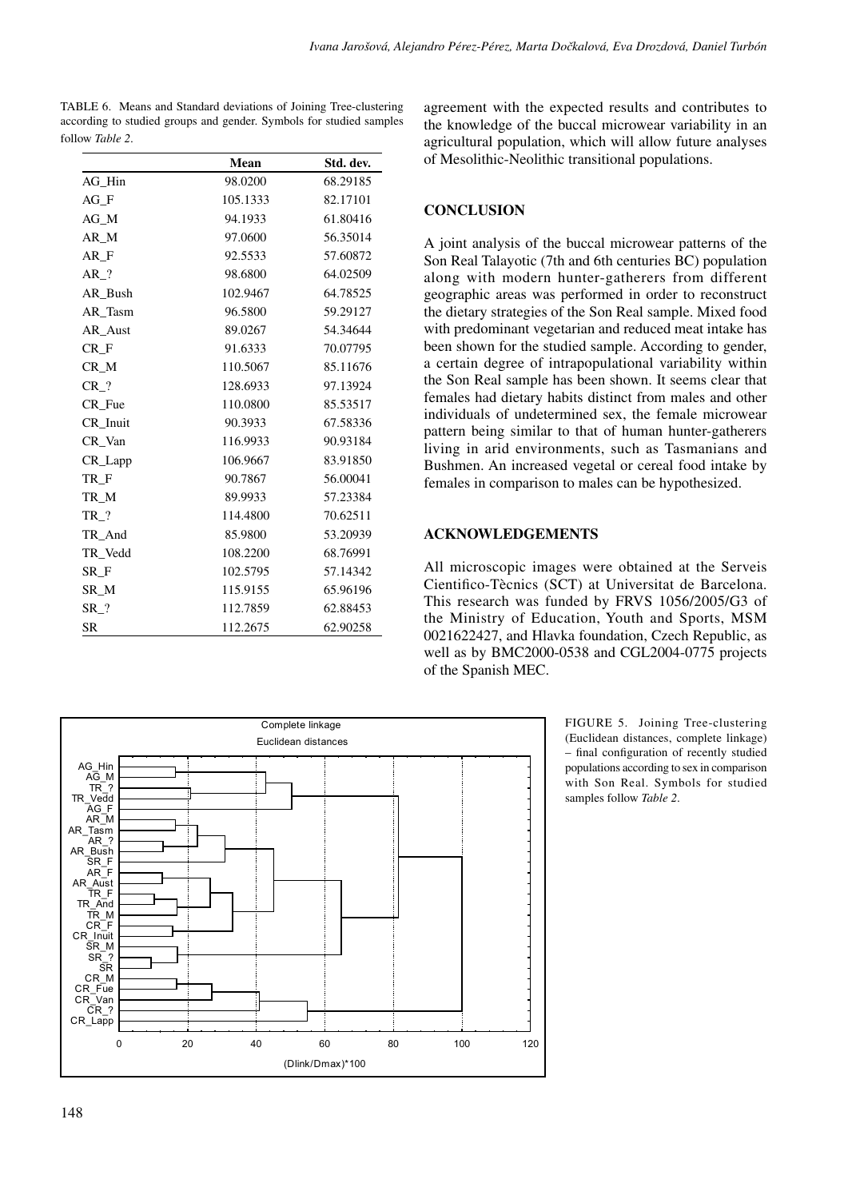TABLE 6. Means and Standard deviations of Joining Tree-clustering according to studied groups and gender. Symbols for studied samples follow *Table 2*.

| | Mean | Std. dev. |
|---|---|---|
| AG_Hin | 98.0200 | 68.29185 |
| AG_F | 105.1333 | 82.17101 |
| AG_M | 94.1933 | 61.80416 |
| AR_M | 97.0600 | 56.35014 |
| AR_F | 92.5533 | 57.60872 |
| AR_? | 98.6800 | 64.02509 |
| AR_Bush | 102.9467 | 64.78525 |
| AR_Tasm | 96.5800 | 59.29127 |
| AR_Aust | 89.0267 | 54.34644 |
| CR_F | 91.6333 | 70.07795 |
| CR_M | 110.5067 | 85.11676 |
| CR_? | 128.6933 | 97.13924 |
| CR_Fue | 110.0800 | 85.53517 |
| CR_Inuit | 90.3933 | 67.58336 |
| CR_Van | 116.9933 | 90.93184 |
| CR_Lapp | 106.9667 | 83.91850 |
| TR_F | 90.7867 | 56.00041 |
| TR_M | 89.9933 | 57.23384 |
| TR_? | 114.4800 | 70.62511 |
| TR_And | 85.9800 | 53.20939 |
| TR_Vedd | 108.2200 | 68.76991 |
| SR_F | 102.5795 | 57.14342 |
| SR_M | 115.9155 | 65.96196 |
| SR_? | 112.7859 | 62.88453 |
| SR | 112.2675 | 62.90258 |

FIGURE 5. Joining Tree-clustering (Euclidean distances, complete linkage) – final configuration of recently studied populations according to sex in comparison with Son Real. Symbols for studied samples follow *Table 2*.

agreement with the expected results and contributes to the knowledge of the buccal microwear variability in an agricultural population, which will allow future analyses of Mesolithic-Neolithic transitional populations.

## CONCLUSION

A joint analysis of the buccal microwear patterns of the Son Real Talayotic (7th and 6th centuries BC) population along with modern hunter-gatherers from different geographic areas was performed in order to reconstruct the dietary strategies of the Son Real sample. Mixed food with predominant vegetarian and reduced meat intake has been shown for the studied sample. According to gender, a certain degree of intrapopulational variability within the Son Real sample has been shown. It seems clear that females had dietary habits distinct from males and other individuals of undetermined sex, the female microwear pattern being similar to that of human hunter-gatherers living in arid environments, such as Tasmanians and Bushmen. An increased vegetal or cereal food intake by females in comparison to males can be hypothesized.

## ACKNOWLEDGEMENTS

All microscopic images were obtained at the Serveis Cientifico-Tècnics (SCT) at Universitat de Barcelona. This research was funded by FRVS 1056/2005/G3 of the Ministry of Education, Youth and Sports, MSM 0021622427, and Hlavka foundation, Czech Republic, as well as by BMC2000-0538 and CGL2004-0775 projects of the Spanish MEC.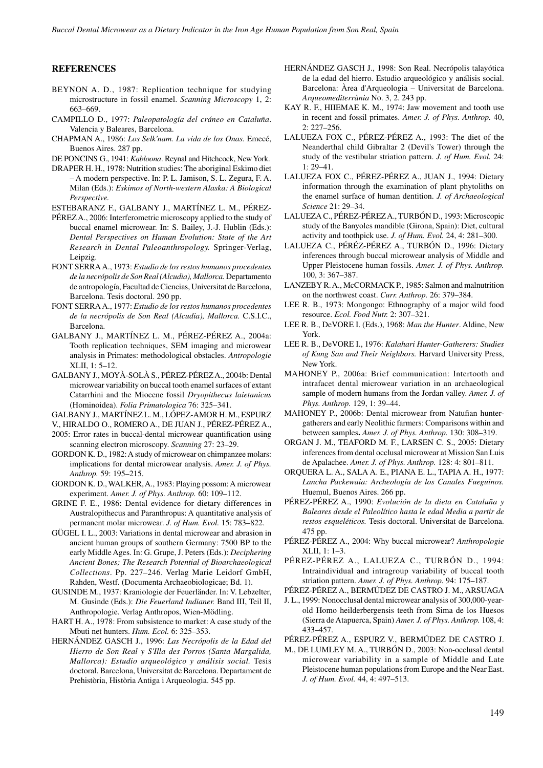## REFERENCES

BEYNON A. D., 1987: Replication technique for studying microstructure in fossil enamel. *Scanning Microscopy* 1, 2: 663–669.

CAMPILLO D., 1977: *Paleopatología del cráneo en Cataluña*. Valencia y Baleares, Barcelona.

CHAPMAN A., 1986: *Los Selk'nam. La vida de los Onas.* Emecé, Buenos Aires. 287 pp.

DE PONCINS G., 1941: *Kabloona*. Reynal and Hitchcock, New York.

DRAPER H. H., 1978: Nutrition studies: The aboriginal Eskimo diet – A modern perspective. In: P. L. Jamison, S. L. Zegura, F. A. Milan (Eds.): *Eskimos of North-western Alaska: A Biological Perspective.*

ESTEBARANZ F., GALBANY J., MARTÍNEZ L. M., PÉREZ-PÉREZ A., 2006: Interferometric microscopy applied to the study of buccal enamel microwear. In: S. Bailey, J.-J. Hublin (Eds.): *Dental Perspectives on Human Evolution: State of the Art Research in Dental Paleoanthropology.* Springer-Verlag, Leipzig.

FONT SERRA A., 1973: *Estudio de los restos humanos procedentes de la necrópolis de Son Real (Alcudia), Mallorca.* Departamento de antropología, Facultad de Ciencias, Universitat de Barcelona, Barcelona. Tesis doctoral. 290 pp.

FONT SERRA A., 1977: *Estudio de los restos humanos procedentes de la necrópolis de Son Real (Alcudia), Mallorca.* C.S.I.C., Barcelona.

GALBANY J., MARTÍNEZ L. M., PÉREZ-PÉREZ A., 2004a: Tooth replication techniques, SEM imaging and microwear analysis in Primates: methodological obstacles. *Antropologie* XLII, 1: 5–12.

GALBANY J., MOYÀ-SOLÀ S., PÉREZ-PÉREZ A., 2004b: Dental microwear variability on buccal tooth enamel surfaces of extant Catarrhini and the Miocene fossil *Dryopithecus laietanicus* (Hominoidea). *Folia Primatologica* 76: 325–341.

GALBANY J., MARTÍNEZ L. M., LÓPEZ-AMOR H. M., ESPURZ V., HIRALDO O., ROMERO A., DE JUAN J., PÉREZ-PÉREZ A., 2005: Error rates in buccal-dental microwear quantification using scanning electron microscopy. *Scanning* 27: 23–29.

GORDON K. D., 1982: A study of microwear on chimpanzee molars: implications for dental microwear analysis. *Amer. J. of Phys. Anthrop.* 59: 195–215.

GORDON K. D., WALKER, A., 1983: Playing possom: A microwear experiment. *Amer. J. of Phys. Anthrop.* 60: 109–112.

GRINE F. E., 1986: Dental evidence for dietary differences in Australopithecus and Paranthropus: A quantitative analysis of permanent molar microwear. *J. of Hum. Evol.* 15: 783–822.

GÜGEL I. L., 2003: Variations in dental microwear and abrasion in ancient human groups of southern Germany: 7500 BP to the early Middle Ages. In: G. Grupe, J. Peters (Eds.): *Deciphering Ancient Bones; The Research Potential of Bioarchaeological Collections*. Pp. 227–246. Verlag Marie Leidorf GmbH, Rahden, Westf. (Documenta Archaeobiologicae; Bd. 1).

GUSINDE M., 1937: Kraniologie der Feuerländer. In: V. Lebzelter, M. Gusinde (Eds.): *Die Feuerland Indianer.* Band III, Teil II, Anthropologie. Verlag Anthropos, Wien-Mödling.

HART H. A., 1978: From subsistence to market: A case study of the Mbuti net hunters. *Hum. Ecol.* 6: 325–353.

HERNÁNDEZ GASCH J., 1996: *Las Necrópolis de la Edad del Hierro de Son Real y S'Illa des Porros (Santa Margalida, Mallorca): Estudio arqueológico y análisis social.* Tesis doctoral. Barcelona, Universitat de Barcelona. Departament de Prehistòria, Història Antiga i Arqueologia. 545 pp.

HERNÁNDEZ GASCH J., 1998: Son Real. Necrópolis talayótica de la edad del hierro. Estudio arqueológico y análisis social. Barcelona: Àrea d'Arqueologia – Universitat de Barcelona. *Arqueomediterrània* No. 3, 2. 243 pp.

KAY R. F., HIIEMAE K. M., 1974: Jaw movement and tooth use in recent and fossil primates. *Amer. J. of Phys. Anthrop.* 40, 2: 227–256.

LALUEZA FOX C., PÉREZ-PÉREZ A., 1993: The diet of the Neanderthal child Gibraltar 2 (Devil's Tower) through the study of the vestibular striation pattern. *J. of Hum. Evol.* 24: 1: 29–41.

LALUEZA FOX C., PÉREZ-PÉREZ A., JUAN J., 1994: Dietary information through the examination of plant phytoliths on the enamel surface of human dentition. *J. of Archaeological Science* 21: 29–34.

LALUEZA C., PÉREZ-PÉREZ A., TURBÓN D., 1993: Microscopic study of the Banyoles mandible (Girona, Spain): Diet, cultural activity and toothpick use. *J. of Hum. Evol.* 24, 4: 281–300.

LALUEZA C., PÉRÉZ-PÉREZ A., TURBÓN D., 1996: Dietary inferences through buccal microwear analysis of Middle and Upper Pleistocene human fossils. *Amer. J. of Phys. Anthrop.* 100, 3: 367–387.

LANZEBY R. A., McCORMACK P., 1985: Salmon and malnutrition on the northwest coast. *Curr. Anthrop.* 26: 379–384.

LEE R. B., 1973: Mongongo: Ethnography of a major wild food resource. *Ecol. Food Nutr.* 2: 307–321.

LEE R. B., DeVORE I. (Eds.), 1968: *Man the Hunter*. Aldine, New York.

LEE R. B., DeVORE I., 1976: *Kalahari Hunter-Gatherers: Studies of Kung San and Their Neighbors.* Harvard University Press, New York.

MAHONEY P., 2006a: Brief communication: Intertooth and intrafacet dental microwear variation in an archaeological sample of modern humans from the Jordan valley. *Amer. J. of Phys. Anthrop.* 129, 1: 39–44.

MAHONEY P., 2006b: Dental microwear from Natufian hunter-gatherers and early Neolithic farmers: Comparisons within and between samples**.** *Amer. J. of Phys. Anthrop.* 130: 308–319.

ORGAN J. M., TEAFORD M. F., LARSEN C. S., 2005: Dietary inferences from dental occlusal microwear at Mission San Luis de Apalachee. *Amer. J. of Phys. Anthrop.* 128: 4: 801–811.

ORQUERA L. A., SALA A. E., PIANA E. L., TAPIA A. H., 1977: *Lancha Packewaia: Archeología de los Canales Fueguinos.* Huemul, Buenos Aires. 266 pp.

PÉREZ-PÉREZ A., 1990: *Evolución de la dieta en Cataluña y Baleares desde el Paleolítico hasta le edad Media a partir de restos esqueléticos.* Tesis doctoral. Universitat de Barcelona. 475 pp.

PÉREZ-PÉREZ A., 2004: Why buccal microwear? *Anthropologie* XLII, 1: 1–3.

PÉREZ-PÉREZ A., LALUEZA C., TURBÓN D., 1994: Intraindividual and intragroup variability of buccal tooth striation pattern. *Amer. J. of Phys. Anthrop.* 94: 175–187.

PÉREZ-PÉREZ A., BERMÚDEZ DE CASTRO J. M., ARSUAGA J. L., 1999: Nonocclusal dental microwear analysis of 300,000-year-old Homo heilderbergensis teeth from Sima de los Huesos (Sierra de Atapuerca, Spain) *Amer. J. of Phys. Anthrop.* 108, 4: 433–457.

PÉREZ-PÉREZ A., ESPURZ V., BERMÚDEZ DE CASTRO J. M., DE LUMLEY M. A., TURBÓN D., 2003: Non-occlusal dental microwear variability in a sample of Middle and Late Pleistocene human populations from Europe and the Near East. *J. of Hum. Evol.* 44, 4: 497–513.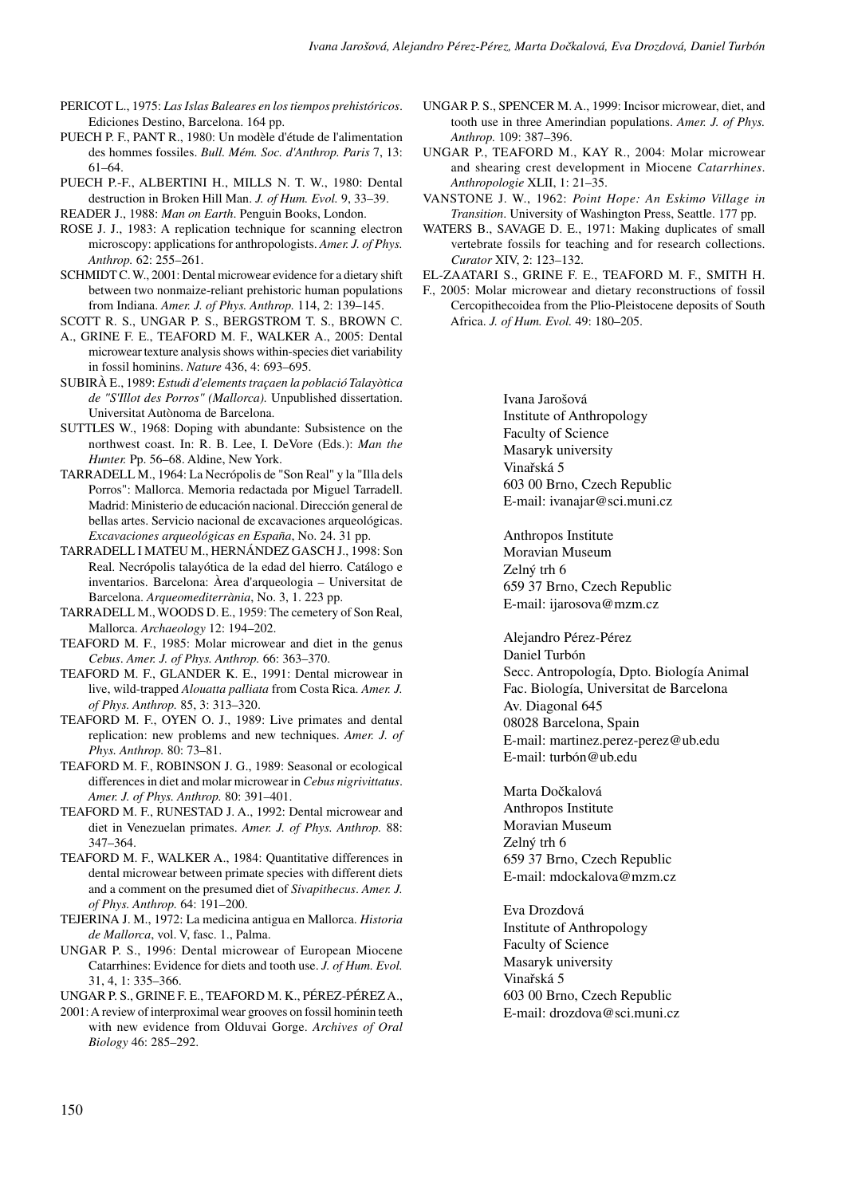PERICOT L., 1975: *Las Islas Baleares en los tiempos prehistóricos*. Ediciones Destino, Barcelona. 164 pp.

PUECH P. F., PANT R., 1980: Un modèle d'étude de l'alimentation des hommes fossiles. *Bull. Mém. Soc. d'Anthrop. Paris* 7, 13: 61–64.

PUECH P.-F., ALBERTINI H., MILLS N. T. W., 1980: Dental destruction in Broken Hill Man. *J. of Hum. Evol.* 9, 33–39.

READER J., 1988: *Man on Earth*. Penguin Books, London.

ROSE J. J., 1983: A replication technique for scanning electron microscopy: applications for anthropologists. *Amer. J. of Phys. Anthrop.* 62: 255–261.

SCHMIDT C. W., 2001: Dental microwear evidence for a dietary shift between two nonmaize-reliant prehistoric human populations from Indiana. *Amer. J. of Phys. Anthrop.* 114, 2: 139–145.

SCOTT R. S., UNGAR P. S., BERGSTROM T. S., BROWN C. A., GRINE F. E., TEAFORD M. F., WALKER A., 2005: Dental microwear texture analysis shows within-species diet variability in fossil hominins. *Nature* 436, 4: 693–695.

SUBIRÀ E., 1989: *Estudi d'elements traçaen la població Talayòtica de "S'Illot des Porros" (Mallorca).* Unpublished dissertation. Universitat Autònoma de Barcelona.

SUTTLES W., 1968: Doping with abundante: Subsistence on the northwest coast. In: R. B. Lee, I. DeVore (Eds.): *Man the Hunter.* Pp. 56–68. Aldine, New York.

TARRADELL M., 1964: La Necrópolis de "Son Real" y la "Illa dels Porros": Mallorca. Memoria redactada por Miguel Tarradell. Madrid: Ministerio de educación nacional. Dirección general de bellas artes. Servicio nacional de excavaciones arqueológicas. *Excavaciones arqueológicas en España*, No. 24. 31 pp.

TARRADELL I MATEU M., HERNÁNDEZ GASCH J., 1998: Son Real. Necrópolis talayótica de la edad del hierro. Catálogo e inventarios. Barcelona: Àrea d'arqueologia – Universitat de Barcelona. *Arqueomediterrània*, No. 3, 1. 223 pp.

TARRADELL M., WOODS D. E., 1959: The cemetery of Son Real, Mallorca. *Archaeology* 12: 194–202.

TEAFORD M. F., 1985: Molar microwear and diet in the genus *Cebus*. *Amer. J. of Phys. Anthrop.* 66: 363–370.

TEAFORD M. F., GLANDER K. E., 1991: Dental microwear in live, wild-trapped *Alouatta palliata* from Costa Rica. *Amer. J. of Phys. Anthrop.* 85, 3: 313–320.

TEAFORD M. F., OYEN O. J., 1989: Live primates and dental replication: new problems and new techniques. *Amer. J. of Phys. Anthrop.* 80: 73–81.

TEAFORD M. F., ROBINSON J. G., 1989: Seasonal or ecological differences in diet and molar microwear in *Cebus nigrivittatus*. *Amer. J. of Phys. Anthrop.* 80: 391–401.

TEAFORD M. F., RUNESTAD J. A., 1992: Dental microwear and diet in Venezuelan primates. *Amer. J. of Phys. Anthrop.* 88: 347–364.

TEAFORD M. F., WALKER A., 1984: Quantitative differences in dental microwear between primate species with different diets and a comment on the presumed diet of *Sivapithecus*. *Amer. J. of Phys. Anthrop.* 64: 191–200.

TEJERINA J. M., 1972: La medicina antigua en Mallorca. *Historia de Mallorca*, vol. V, fasc. 1., Palma.

UNGAR P. S., 1996: Dental microwear of European Miocene Catarrhines: Evidence for diets and tooth use. *J. of Hum. Evol.* 31, 4, 1: 335–366.

UNGAR P. S., GRINE F. E., TEAFORD M. K., PÉREZ-PÉREZ A., 2001: A review of interproximal wear grooves on fossil hominin teeth with new evidence from Olduvai Gorge. *Archives of Oral Biology* 46: 285–292.

UNGAR P. S., SPENCER M. A., 1999: Incisor microwear, diet, and tooth use in three Amerindian populations. *Amer. J. of Phys. Anthrop.* 109: 387–396.

UNGAR P., TEAFORD M., KAY R., 2004: Molar microwear and shearing crest development in Miocene *Catarrhines*. *Anthropologie* XLII, 1: 21–35.

VANSTONE J. W., 1962: *Point Hope: An Eskimo Village in Transition*. University of Washington Press, Seattle. 177 pp.

WATERS B., SAVAGE D. E., 1971: Making duplicates of small vertebrate fossils for teaching and for research collections. *Curator* XIV, 2: 123–132.

EL-ZAATARI S., GRINE F. E., TEAFORD M. F., SMITH H. F., 2005: Molar microwear and dietary reconstructions of fossil Cercopithecoidea from the Plio-Pleistocene deposits of South Africa. *J. of Hum. Evol.* 49: 180–205.

Ivana Jarošová
Institute of Anthropology
Faculty of Science
Masaryk university
Vinařská 5
603 00 Brno, Czech Republic
E-mail: ivanajar@sci.muni.cz

Anthropos Institute
Moravian Museum
Zelný trh 6
659 37 Brno, Czech Republic
E-mail: ijarosova@mzm.cz

Alejandro Pérez-Pérez
Daniel Turbón
Secc. Antropología, Dpto. Biología Animal
Fac. Biología, Universitat de Barcelona
Av. Diagonal 645
08028 Barcelona, Spain
E-mail: martinez.perez-perez@ub.edu
E-mail: turbón@ub.edu

Marta Dočkalová
Anthropos Institute
Moravian Museum
Zelný trh 6
659 37 Brno, Czech Republic
E-mail: mdockalova@mzm.cz

Eva Drozdová
Institute of Anthropology
Faculty of Science
Masaryk university
Vinařská 5
603 00 Brno, Czech Republic
E-mail: drozdova@sci.muni.cz